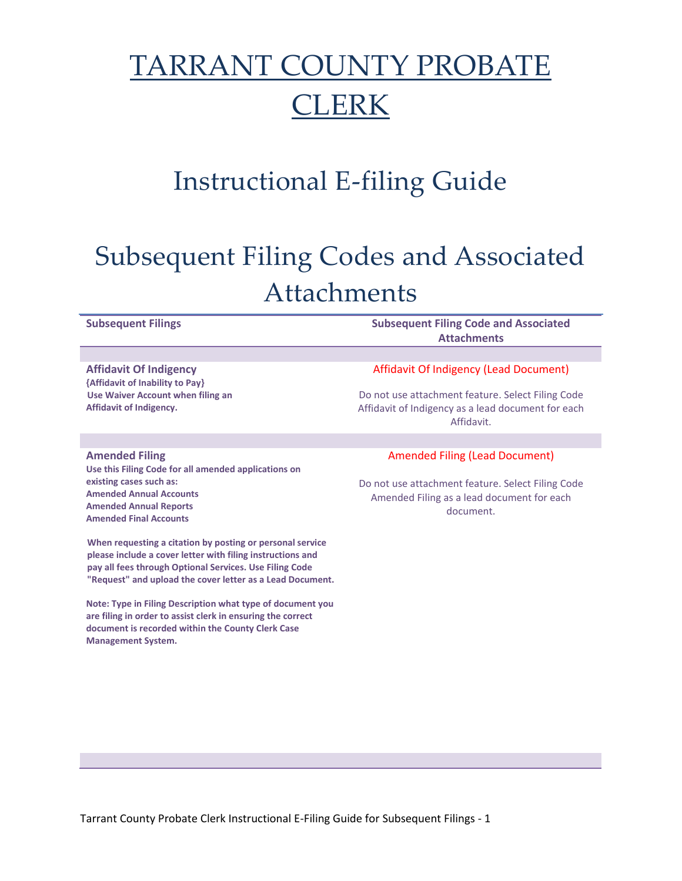# TARRANT COUNTY PROBATE CLERK

## Instructional E-filing Guide

## Subsequent Filing Codes and Associated Attachments

| Subsequent Filings | Subsequent Filing Code and Associated Attachments |
|---|---|
| **Affidavit Of Indigency**<br>**{Affidavit of Inability to Pay}**<br>**Use Waiver Account when filing an Affidavit of Indigency.** | Affidavit Of Indigency (Lead Document)<br><br>Do not use attachment feature. Select Filing Code Affidavit of Indigency as a lead document for each Affidavit. |
| **Amended Filing**<br>**Use this Filing Code for all amended applications on existing cases such as:**<br>**Amended Annual Accounts**<br>**Amended Annual Reports**<br>**Amended Final Accounts**<br><br>**When requesting a citation by posting or personal service please include a cover letter with filing instructions and pay all fees through Optional Services. Use Filing Code "Request" and upload the cover letter as a Lead Document.**<br><br>**Note: Type in Filing Description what type of document you are filing in order to assist clerk in ensuring the correct document is recorded within the County Clerk Case Management System.** | Amended Filing (Lead Document)<br><br>Do not use attachment feature. Select Filing Code Amended Filing as a lead document for each document. |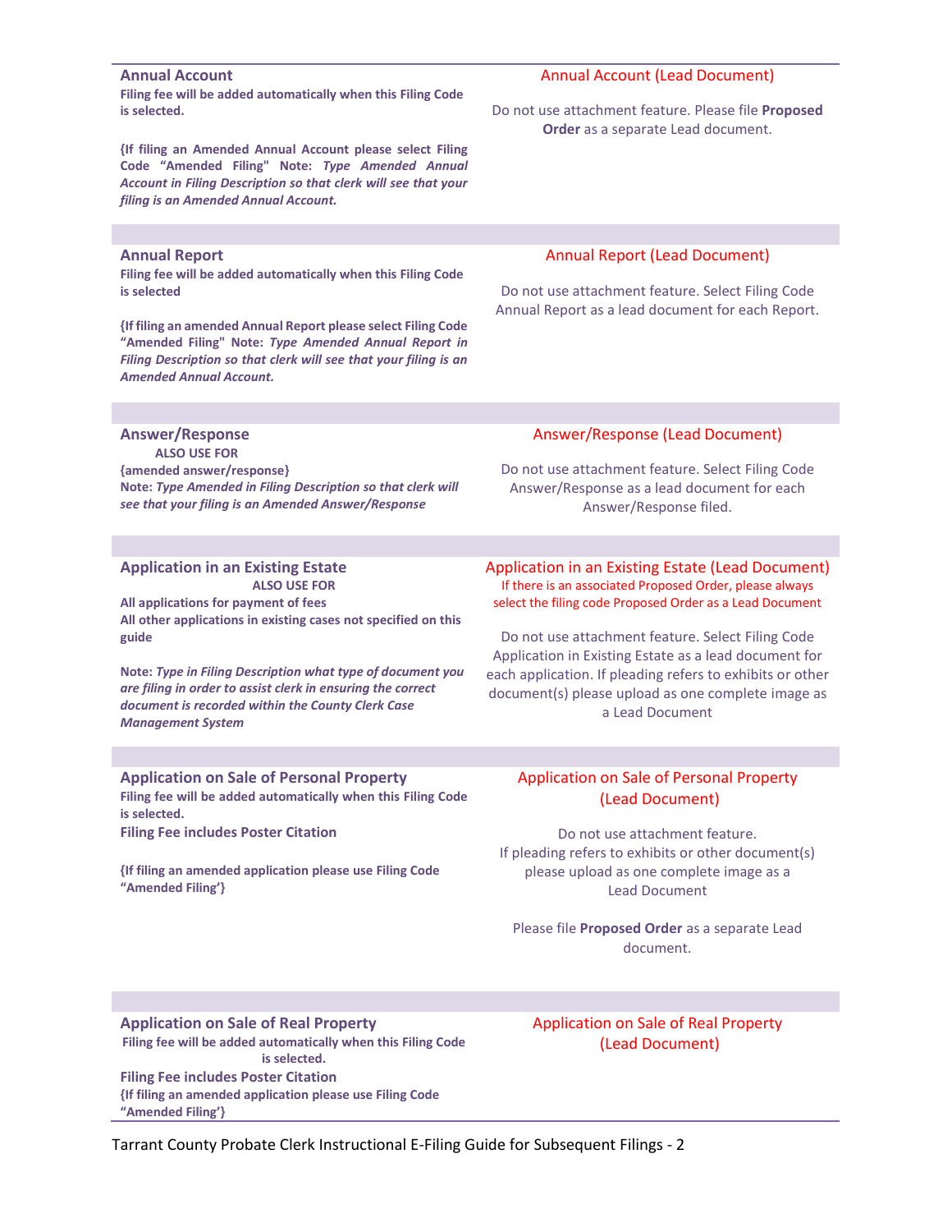| | |
|---|---|
| **Annual Account**<br>**Filing fee will be added automatically when this Filing Code is selected.**<br><br>**{If filing an Amended Annual Account please select Filing Code "Amended Filing" Note:** ***Type Amended Annual Account in Filing Description so that clerk will see that your filing is an Amended Annual Account.*** | Annual Account (Lead Document)<br><br>Do not use attachment feature. Please file **Proposed Order** as a separate Lead document. |
| **Annual Report**<br>**Filing fee will be added automatically when this Filing Code is selected**<br><br>**{If filing an amended Annual Report please select Filing Code "Amended Filing" Note:** ***Type Amended Annual Report in Filing Description so that clerk will see that your filing is an Amended Annual Account.*** | Annual Report (Lead Document)<br><br>Do not use attachment feature. Select Filing Code Annual Report as a lead document for each Report. |
| **Answer/Response**<br>**ALSO USE FOR**<br>**{amended answer/response}**<br>**Note:** ***Type Amended in Filing Description so that clerk will see that your filing is an Amended Answer/Response*** | Answer/Response (Lead Document)<br><br>Do not use attachment feature. Select Filing Code Answer/Response as a lead document for each Answer/Response filed. |
| **Application in an Existing Estate**<br>**ALSO USE FOR**<br>**All applications for payment of fees**<br>**All other applications in existing cases not specified on this guide**<br><br>**Note:** ***Type in Filing Description what type of document you are filing in order to assist clerk in ensuring the correct document is recorded within the County Clerk Case Management System*** | Application in an Existing Estate (Lead Document)<br>If there is an associated Proposed Order, please always select the filing code Proposed Order as a Lead Document<br><br>Do not use attachment feature. Select Filing Code Application in Existing Estate as a lead document for each application. If pleading refers to exhibits or other document(s) please upload as one complete image as a Lead Document |
| **Application on Sale of Personal Property**<br>**Filing fee will be added automatically when this Filing Code is selected.**<br>**Filing Fee includes Poster Citation**<br><br>**{If filing an amended application please use Filing Code "Amended Filing'}** | Application on Sale of Personal Property (Lead Document)<br><br>Do not use attachment feature.<br>If pleading refers to exhibits or other document(s) please upload as one complete image as a Lead Document<br><br>Please file **Proposed Order** as a separate Lead document. |
| **Application on Sale of Real Property**<br>**Filing fee will be added automatically when this Filing Code is selected.**<br>**Filing Fee includes Poster Citation**<br>**{If filing an amended application please use Filing Code "Amended Filing'}** | Application on Sale of Real Property (Lead Document) |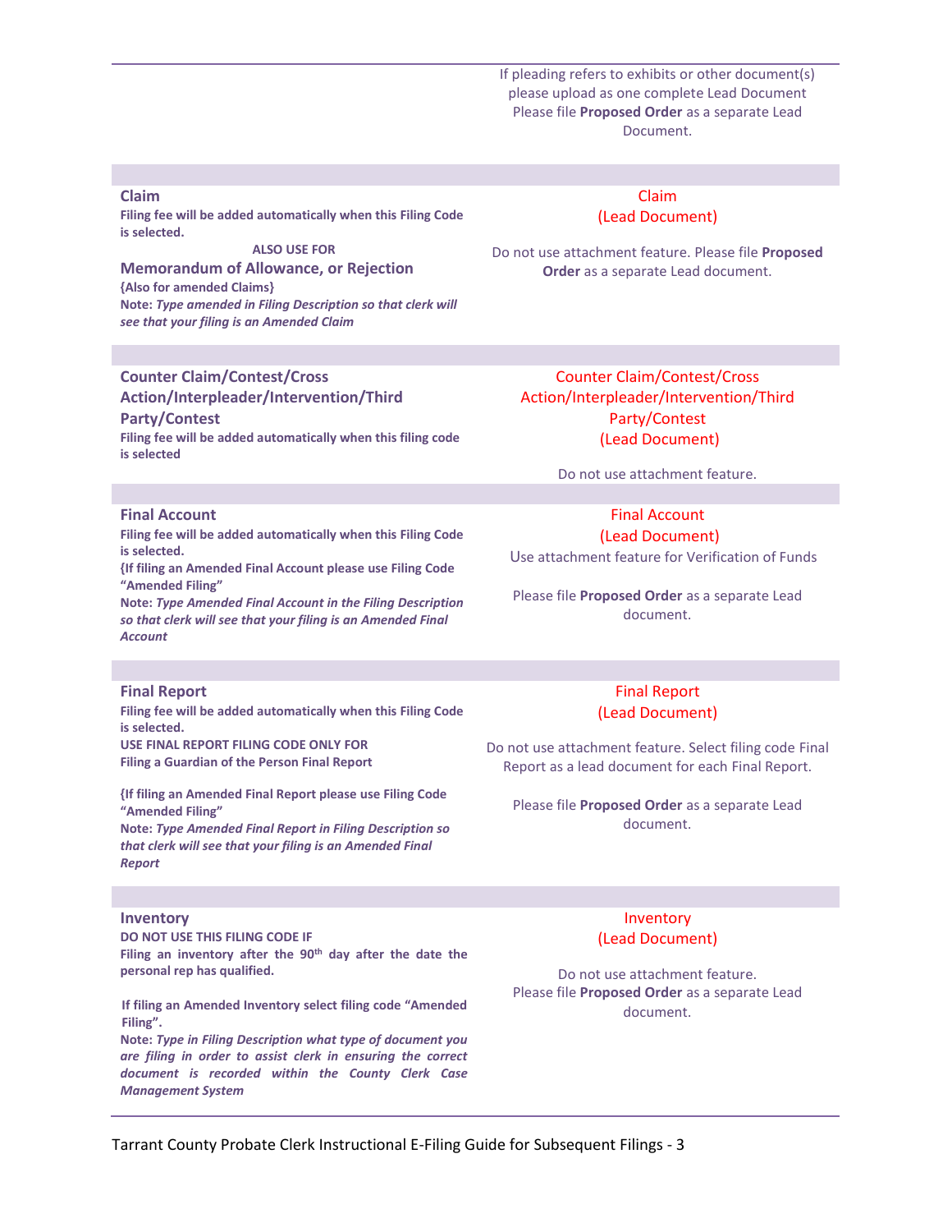| | |
|---|---|
| | If pleading refers to exhibits or other document(s) please upload as one complete Lead Document Please file **Proposed Order** as a separate Lead Document. |
| **Claim**<br>**Filing fee will be added automatically when this Filing Code is selected.**<br>**ALSO USE FOR**<br>**Memorandum of Allowance, or Rejection**<br>**{Also for amended Claims}**<br>**Note:** ***Type amended in Filing Description so that clerk will see that your filing is an Amended Claim*** | Claim<br>(Lead Document)<br><br>Do not use attachment feature. Please file **Proposed Order** as a separate Lead document. |
| **Counter Claim/Contest/Cross Action/Interpleader/Intervention/Third Party/Contest**<br>**Filing fee will be added automatically when this filing code is selected** | Counter Claim/Contest/Cross Action/Interpleader/Intervention/Third Party/Contest<br>(Lead Document)<br><br>Do not use attachment feature. |
| **Final Account**<br>**Filing fee will be added automatically when this Filing Code is selected.**<br>**{If filing an Amended Final Account please use Filing Code "Amended Filing"**<br>**Note:** ***Type Amended Final Account in the Filing Description so that clerk will see that your filing is an Amended Final Account*** | Final Account<br>(Lead Document)<br>Use attachment feature for Verification of Funds<br><br>Please file **Proposed Order** as a separate Lead document. |
| **Final Report**<br>**Filing fee will be added automatically when this Filing Code is selected.**<br>**USE FINAL REPORT FILING CODE ONLY FOR Filing a Guardian of the Person Final Report**<br><br>**{If filing an Amended Final Report please use Filing Code "Amended Filing"**<br>**Note:** ***Type Amended Final Report in Filing Description so that clerk will see that your filing is an Amended Final Report*** | Final Report<br>(Lead Document)<br><br>Do not use attachment feature. Select filing code Final Report as a lead document for each Final Report.<br><br>Please file **Proposed Order** as a separate Lead document. |
| **Inventory**<br>**DO NOT USE THIS FILING CODE IF**<br>**Filing an inventory after the 90th day after the date the personal rep has qualified.**<br><br>**If filing an Amended Inventory select filing code "Amended Filing".**<br>**Note:** ***Type in Filing Description what type of document you are filing in order to assist clerk in ensuring the correct document is recorded within the County Clerk Case Management System*** | Inventory<br>(Lead Document)<br><br>Do not use attachment feature.<br>Please file **Proposed Order** as a separate Lead document. |

Tarrant County Probate Clerk Instructional E-Filing Guide for Subsequent Filings - 3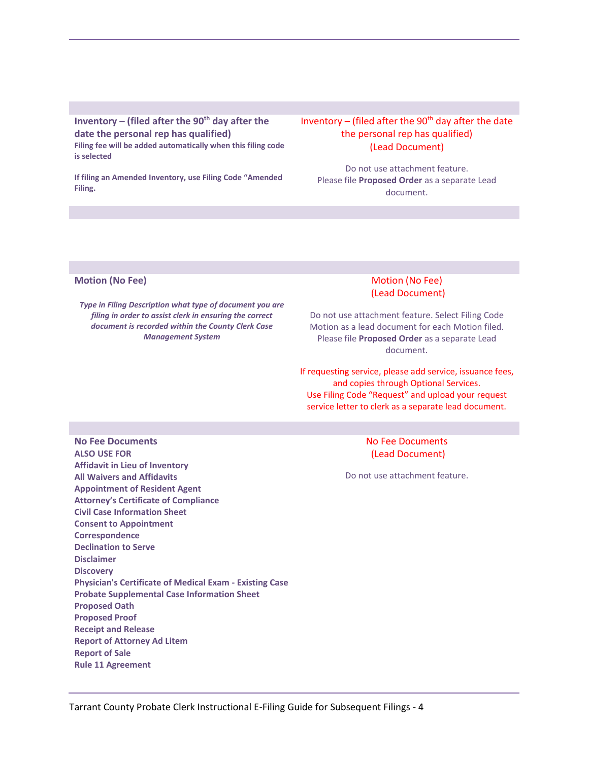| | |
|---|---|
| **Inventory – (filed after the 90th day after the date the personal rep has qualified)**<br>**Filing fee will be added automatically when this filing code is selected**<br><br>**If filing an Amended Inventory, use Filing Code "Amended Filing.** | Inventory – (filed after the 90th day after the date the personal rep has qualified)<br>(Lead Document)<br><br>Do not use attachment feature.<br>Please file **Proposed Order** as a separate Lead document. |
| | |
| | |
| **Motion (No Fee)**<br><br>***Type in Filing Description what type of document you are filing in order to assist clerk in ensuring the correct document is recorded within the County Clerk Case Management System*** | Motion (No Fee)<br>(Lead Document)<br><br>Do not use attachment feature. Select Filing Code Motion as a lead document for each Motion filed. Please file **Proposed Order** as a separate Lead document.<br><br>If requesting service, please add service, issuance fees, and copies through Optional Services.<br>Use Filing Code "Request" and upload your request service letter to clerk as a separate lead document. |
| **No Fee Documents**<br>**ALSO USE FOR**<br>**Affidavit in Lieu of Inventory**<br>**All Waivers and Affidavits**<br>**Appointment of Resident Agent**<br>**Attorney's Certificate of Compliance**<br>**Civil Case Information Sheet**<br>**Consent to Appointment**<br>**Correspondence**<br>**Declination to Serve**<br>**Disclaimer**<br>**Discovery**<br>**Physician's Certificate of Medical Exam - Existing Case**<br>**Probate Supplemental Case Information Sheet**<br>**Proposed Oath**<br>**Proposed Proof**<br>**Receipt and Release**<br>**Report of Attorney Ad Litem**<br>**Report of Sale**<br>**Rule 11 Agreement** | No Fee Documents<br>(Lead Document)<br><br>Do not use attachment feature. |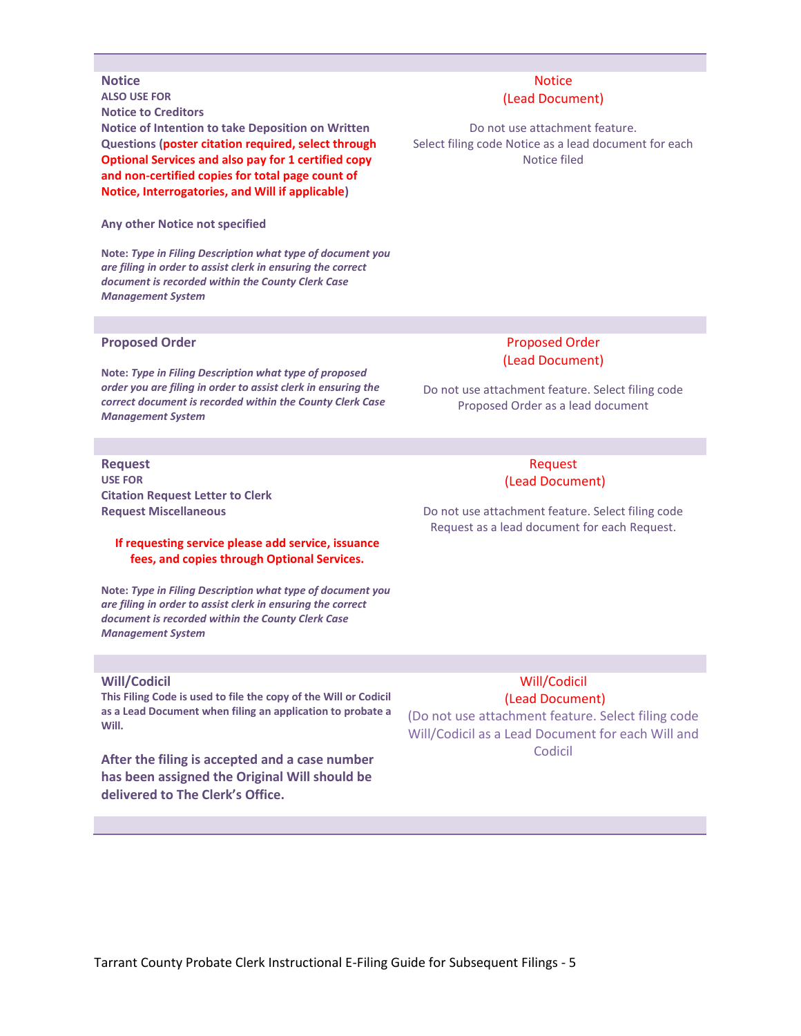| | |
|---|---|
| **Notice**<br>**ALSO USE FOR**<br>**Notice to Creditors**<br>**Notice of Intention to take Deposition on Written Questions (poster citation required, select through Optional Services and also pay for 1 certified copy and non-certified copies for total page count of Notice, Interrogatories, and Will if applicable)**<br><br>**Any other Notice not specified**<br><br>**Note:** ***Type in Filing Description what type of document you are filing in order to assist clerk in ensuring the correct document is recorded within the County Clerk Case Management System*** | Notice<br>(Lead Document)<br><br>Do not use attachment feature.<br>Select filing code Notice as a lead document for each Notice filed |
| **Proposed Order**<br><br>**Note:** ***Type in Filing Description what type of proposed order you are filing in order to assist clerk in ensuring the correct document is recorded within the County Clerk Case Management System*** | Proposed Order<br>(Lead Document)<br><br>Do not use attachment feature. Select filing code Proposed Order as a lead document |
| **Request**<br>**USE FOR**<br>**Citation Request Letter to Clerk**<br>**Request Miscellaneous**<br><br>**If requesting service please add service, issuance fees, and copies through Optional Services.**<br><br>**Note:** ***Type in Filing Description what type of document you are filing in order to assist clerk in ensuring the correct document is recorded within the County Clerk Case Management System*** | Request<br>(Lead Document)<br><br>Do not use attachment feature. Select filing code Request as a lead document for each Request. |
| **Will/Codicil**<br>**This Filing Code is used to file the copy of the Will or Codicil as a Lead Document when filing an application to probate a Will.**<br><br>**After the filing is accepted and a case number has been assigned the Original Will should be delivered to The Clerk's Office.** | Will/Codicil<br>(Lead Document)<br>(Do not use attachment feature. Select filing code Will/Codicil as a Lead Document for each Will and Codicil |